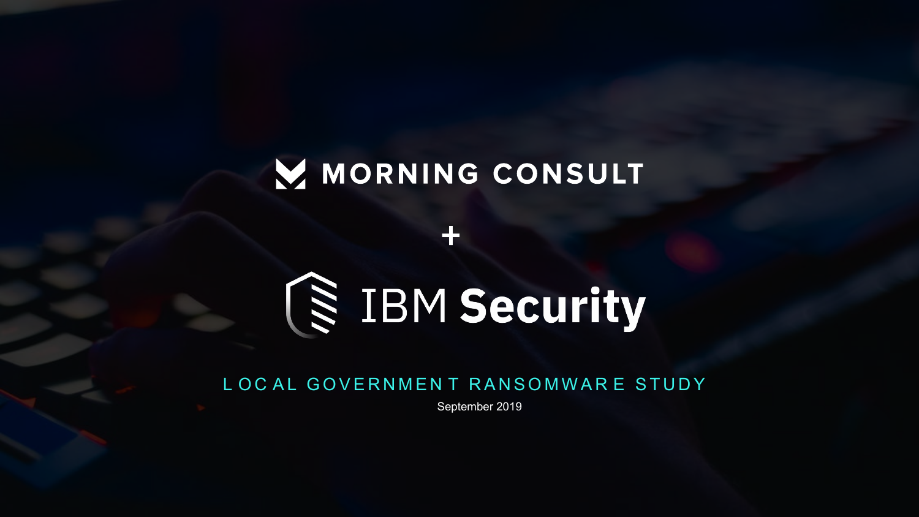MORNING CONSULT

+

IBM Security

# LOCAL GOVERNMENT RANSOMWARE STUDY

September 2019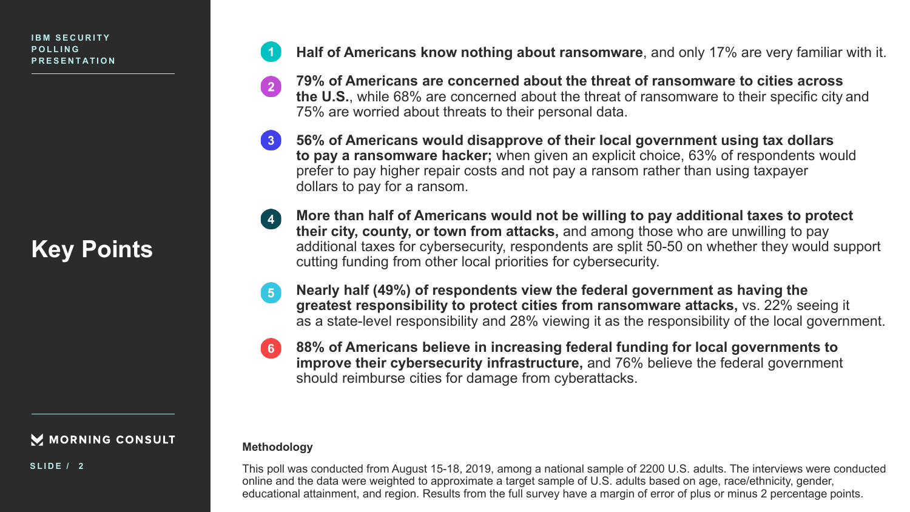IBM SECURITY POLLING PRESENTATION

# Key Points

1. **Half of Americans know nothing about ransomware**, and only 17% are very familiar with it.
2. **79% of Americans are concerned about the threat of ransomware to cities across the U.S.**, while 68% are concerned about the threat of ransomware to their specific city and 75% are worried about threats to their personal data.
3. **56% of Americans would disapprove of their local government using tax dollars to pay a ransomware hacker;** when given an explicit choice, 63% of respondents would prefer to pay higher repair costs and not pay a ransom rather than using taxpayer dollars to pay for a ransom.
4. **More than half of Americans would not be willing to pay additional taxes to protect their city, county, or town from attacks,** and among those who are unwilling to pay additional taxes for cybersecurity, respondents are split 50-50 on whether they would support cutting funding from other local priorities for cybersecurity.
5. **Nearly half (49%) of respondents view the federal government as having the greatest responsibility to protect cities from ransomware attacks,** vs. 22% seeing it as a state-level responsibility and 28% viewing it as the responsibility of the local government.
6. **88% of Americans believe in increasing federal funding for local governments to improve their cybersecurity infrastructure,** and 76% believe the federal government should reimburse cities for damage from cyberattacks.

**Methodology**

This poll was conducted from August 15-18, 2019, among a national sample of 2200 U.S. adults. The interviews were conducted online and the data were weighted to approximate a target sample of U.S. adults based on age, race/ethnicity, gender, educational attainment, and region. Results from the full survey have a margin of error of plus or minus 2 percentage points.

MORNING CONSULT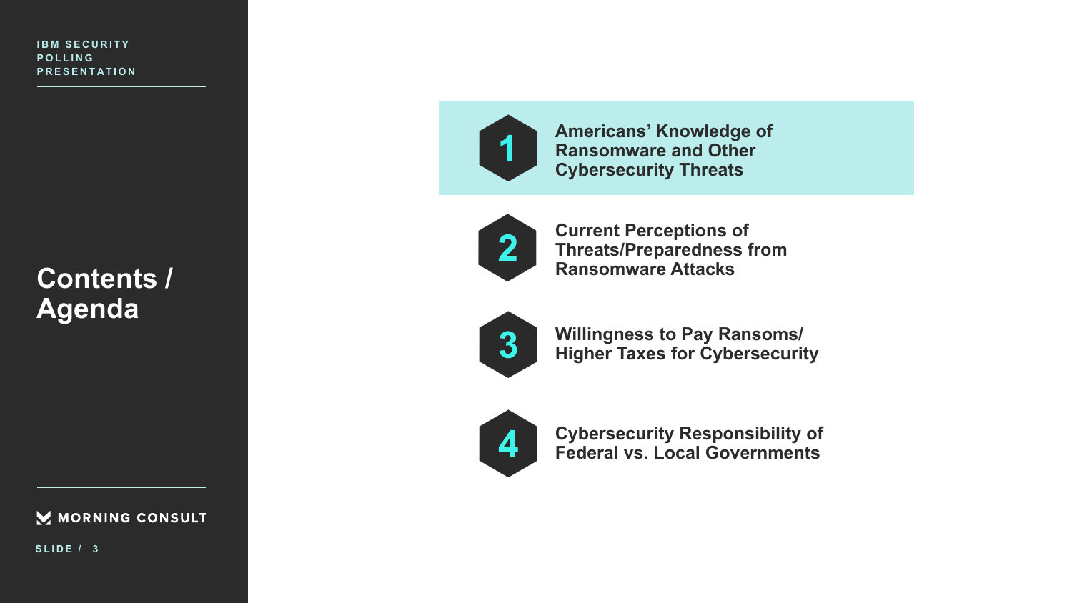# Contents / Agenda

1. **Americans' Knowledge of Ransomware and Other Cybersecurity Threats**
2. **Current Perceptions of Threats/Preparedness from Ransomware Attacks**
3. **Willingness to Pay Ransoms/ Higher Taxes for Cybersecurity**
4. **Cybersecurity Responsibility of Federal vs. Local Governments**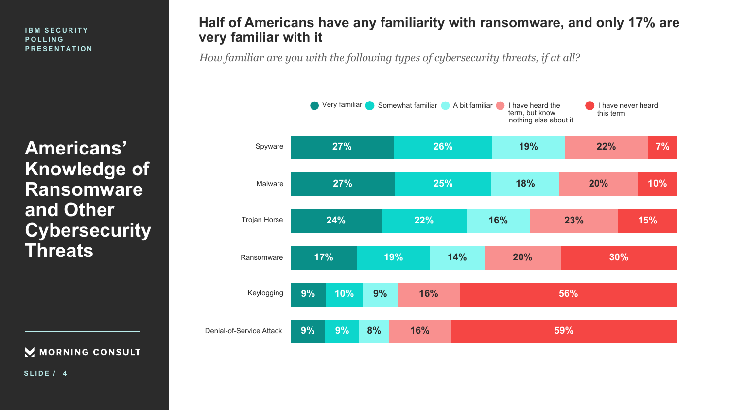IBM SECURITY POLLING PRESENTATION

# Americans' Knowledge of Ransomware and Other Cybersecurity Threats

## Half of Americans have any familiarity with ransomware, and only 17% are very familiar with it

*How familiar are you with the following types of cybersecurity threats, if at all?*

| | Very familiar | Somewhat familiar | A bit familiar | I have heard the term, but know nothing else about it | I have never heard this term |
|---|---|---|---|---|---|
| Spyware | 27% | 26% | 19% | 22% | 7% |
| Malware | 27% | 25% | 18% | 20% | 10% |
| Trojan Horse | 24% | 22% | 16% | 23% | 15% |
| Ransomware | 17% | 19% | 14% | 20% | 30% |
| Keylogging | 9% | 10% | 9% | 16% | 56% |
| Denial-of-Service Attack | 9% | 9% | 8% | 16% | 59% |

MORNING CONSULT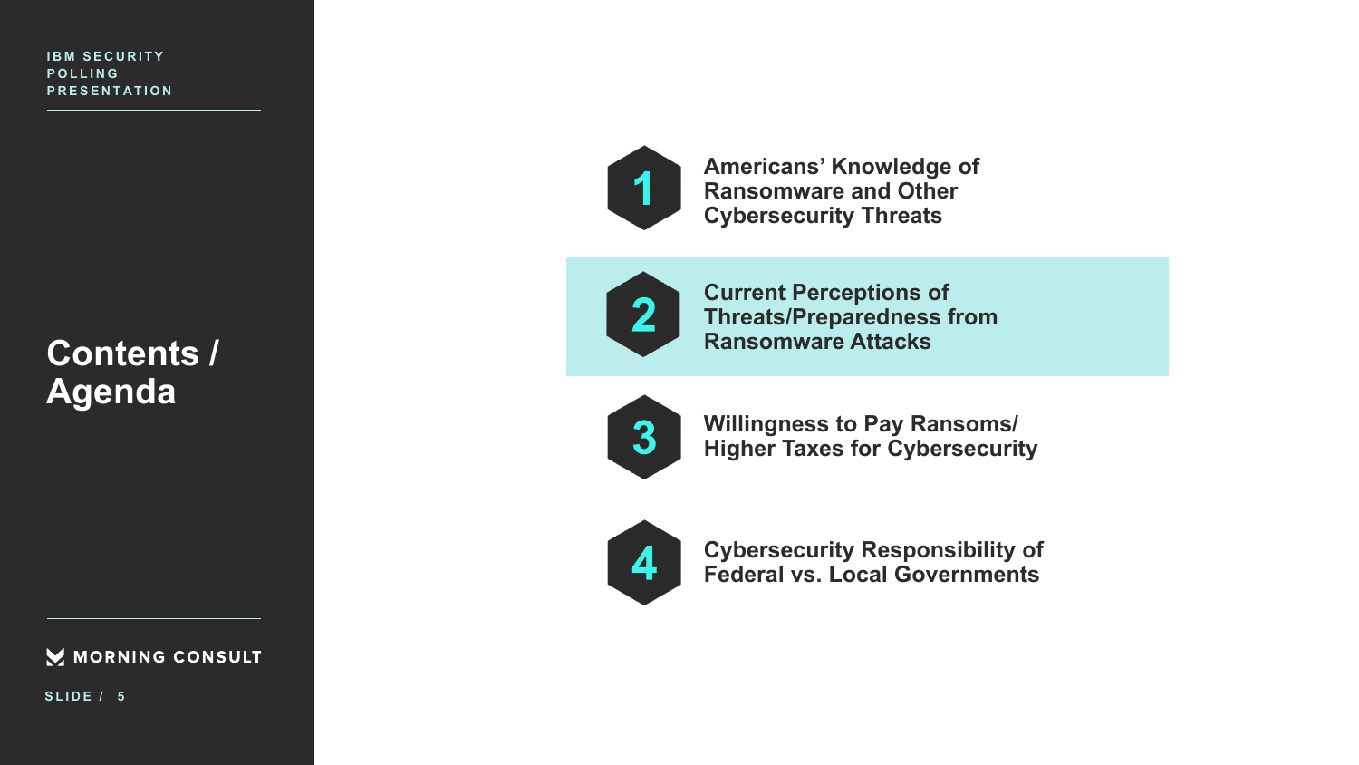IBM SECURITY POLLING PRESENTATION

# Contents / Agenda

1. **Americans' Knowledge of Ransomware and Other Cybersecurity Threats**
2. **Current Perceptions of Threats/Preparedness from Ransomware Attacks**
3. **Willingness to Pay Ransoms/ Higher Taxes for Cybersecurity**
4. **Cybersecurity Responsibility of Federal vs. Local Governments**

MORNING CONSULT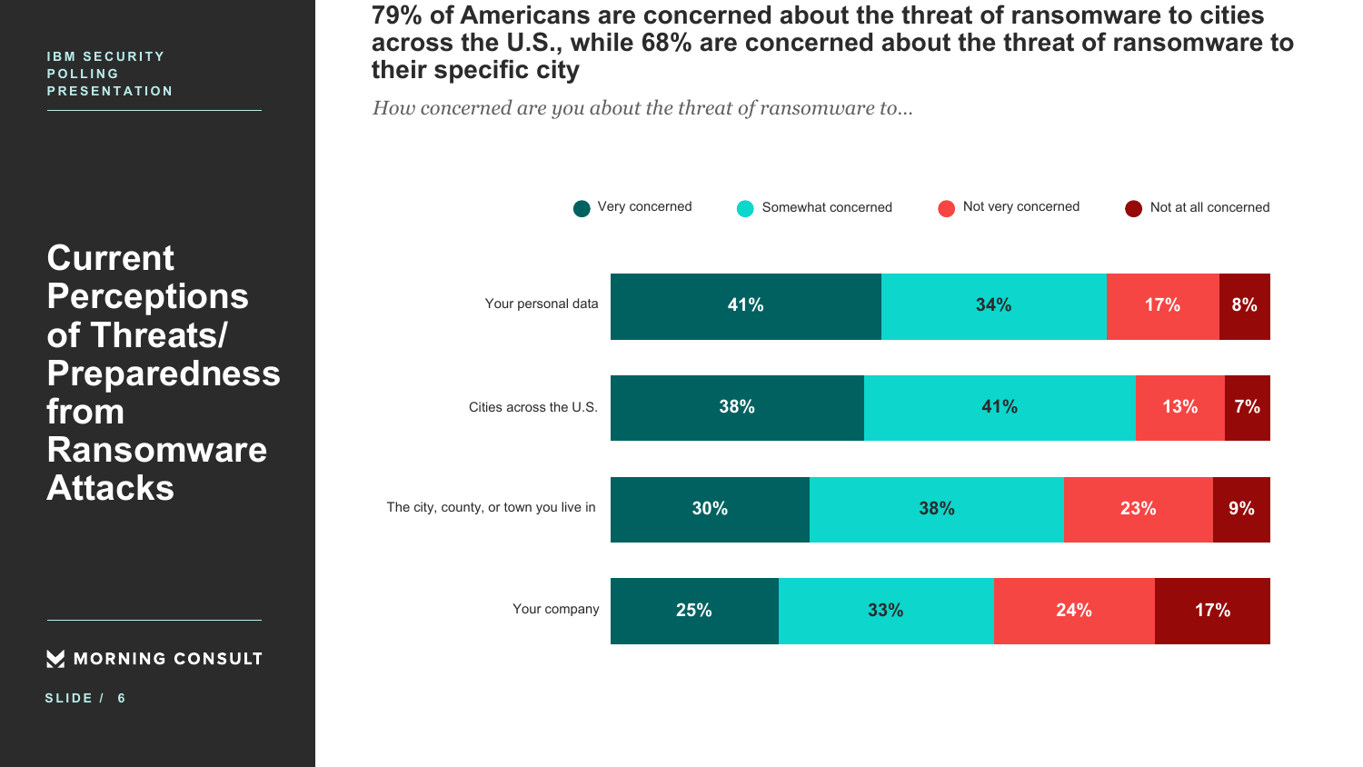IBM SECURITY POLLING PRESENTATION

# Current Perceptions of Threats/ Preparedness from Ransomware Attacks

## 79% of Americans are concerned about the threat of ransomware to cities across the U.S., while 68% are concerned about the threat of ransomware to their specific city

*How concerned are you about the threat of ransomware to...*

| | Very concerned | Somewhat concerned | Not very concerned | Not at all concerned |
|---|---|---|---|---|
| Your personal data | 41% | 34% | 17% | 8% |
| Cities across the U.S. | 38% | 41% | 13% | 7% |
| The city, county, or town you live in | 30% | 38% | 23% | 9% |
| Your company | 25% | 33% | 24% | 17% |

MORNING CONSULT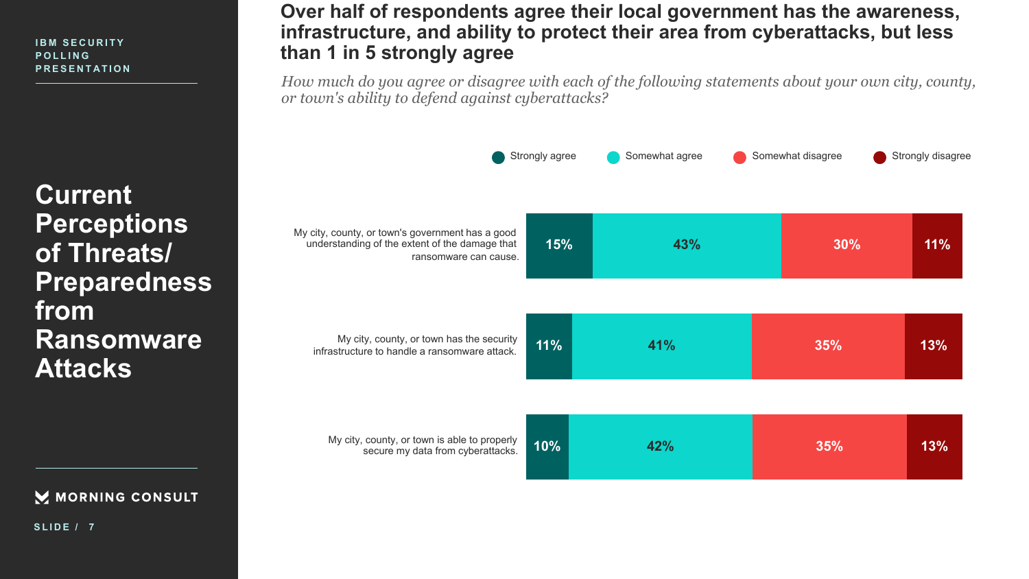IBM SECURITY POLLING PRESENTATION

# Current Perceptions of Threats/ Preparedness from Ransomware Attacks

## Over half of respondents agree their local government has the awareness, infrastructure, and ability to protect their area from cyberattacks, but less than 1 in 5 strongly agree

*How much do you agree or disagree with each of the following statements about your own city, county, or town's ability to defend against cyberattacks?*

| Statement | Strongly agree | Somewhat agree | Somewhat disagree | Strongly disagree |
|---|---|---|---|---|
| My city, county, or town's government has a good understanding of the extent of the damage that ransomware can cause. | 15% | 43% | 30% | 11% |
| My city, county, or town has the security infrastructure to handle a ransomware attack. | 11% | 41% | 35% | 13% |
| My city, county, or town is able to properly secure my data from cyberattacks. | 10% | 42% | 35% | 13% |

MORNING CONSULT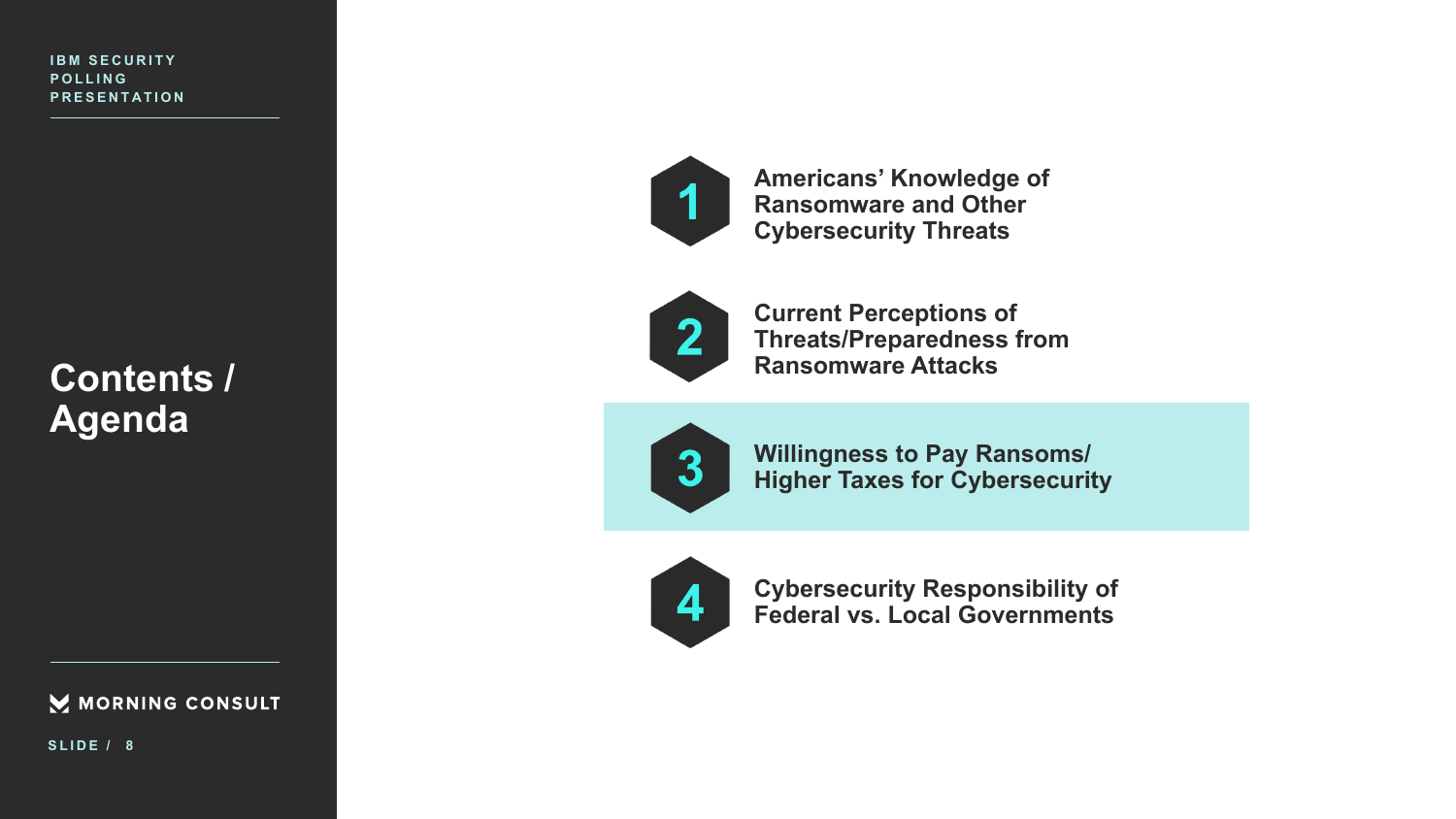IBM SECURITY POLLING PRESENTATION

# Contents / Agenda

1. **Americans' Knowledge of Ransomware and Other Cybersecurity Threats**
2. **Current Perceptions of Threats/Preparedness from Ransomware Attacks**
3. **Willingness to Pay Ransoms/ Higher Taxes for Cybersecurity**
4. **Cybersecurity Responsibility of Federal vs. Local Governments**

MORNING CONSULT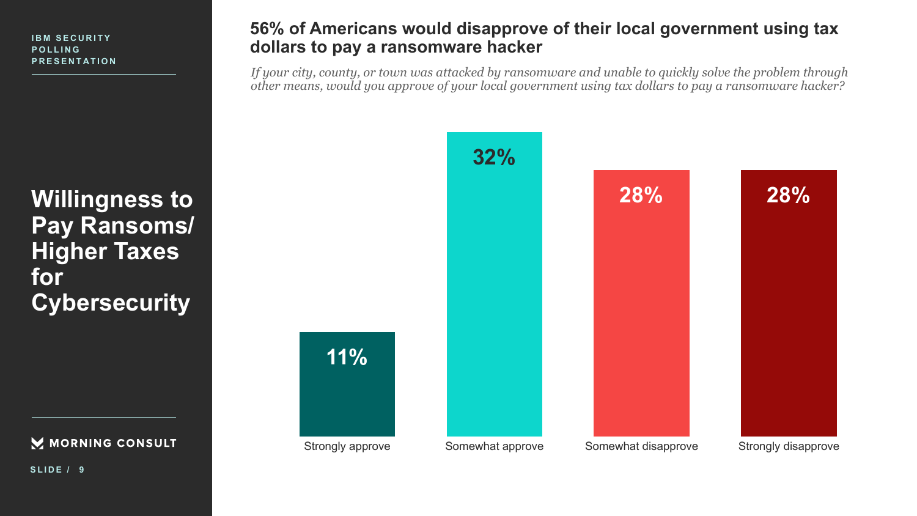IBM SECURITY POLLING PRESENTATION

# Willingness to Pay Ransoms/ Higher Taxes for Cybersecurity

## 56% of Americans would disapprove of their local government using tax dollars to pay a ransomware hacker

*If your city, county, or town was attacked by ransomware and unable to quickly solve the problem through other means, would you approve of your local government using tax dollars to pay a ransomware hacker?*

| Strongly approve | Somewhat approve | Somewhat disapprove | Strongly disapprove |
|---|---|---|---|
| 11% | 32% | 28% | 28% |

MORNING CONSULT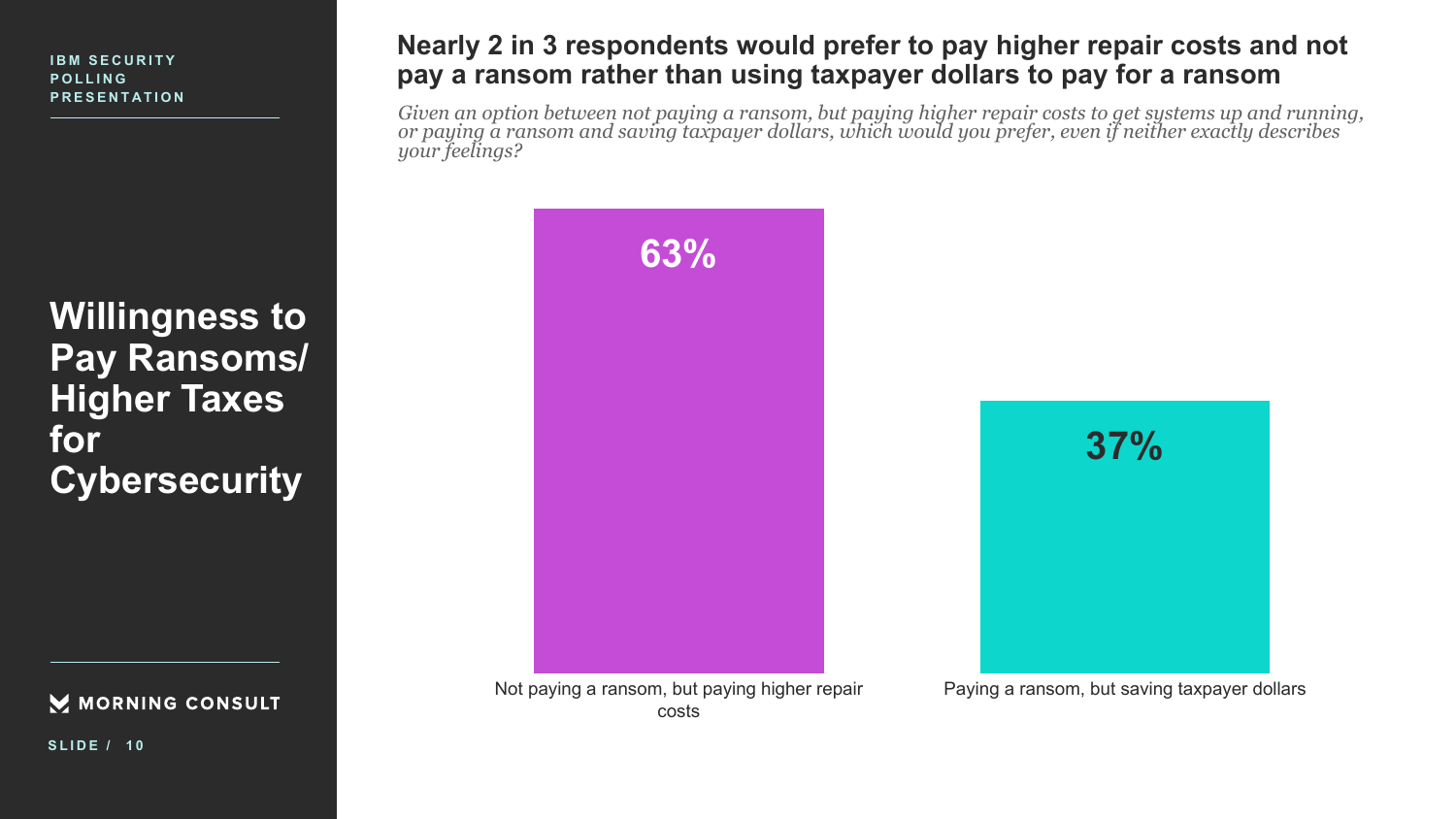IBM SECURITY POLLING PRESENTATION

# Willingness to Pay Ransoms/ Higher Taxes for Cybersecurity

## Nearly 2 in 3 respondents would prefer to pay higher repair costs and not pay a ransom rather than using taxpayer dollars to pay for a ransom

*Given an option between not paying a ransom, but paying higher repair costs to get systems up and running, or paying a ransom and saving taxpayer dollars, which would you prefer, even if neither exactly describes your feelings?*

| Response | Share |
|---|---|
| Not paying a ransom, but paying higher repair costs | 63% |
| Paying a ransom, but saving taxpayer dollars | 37% |

MORNING CONSULT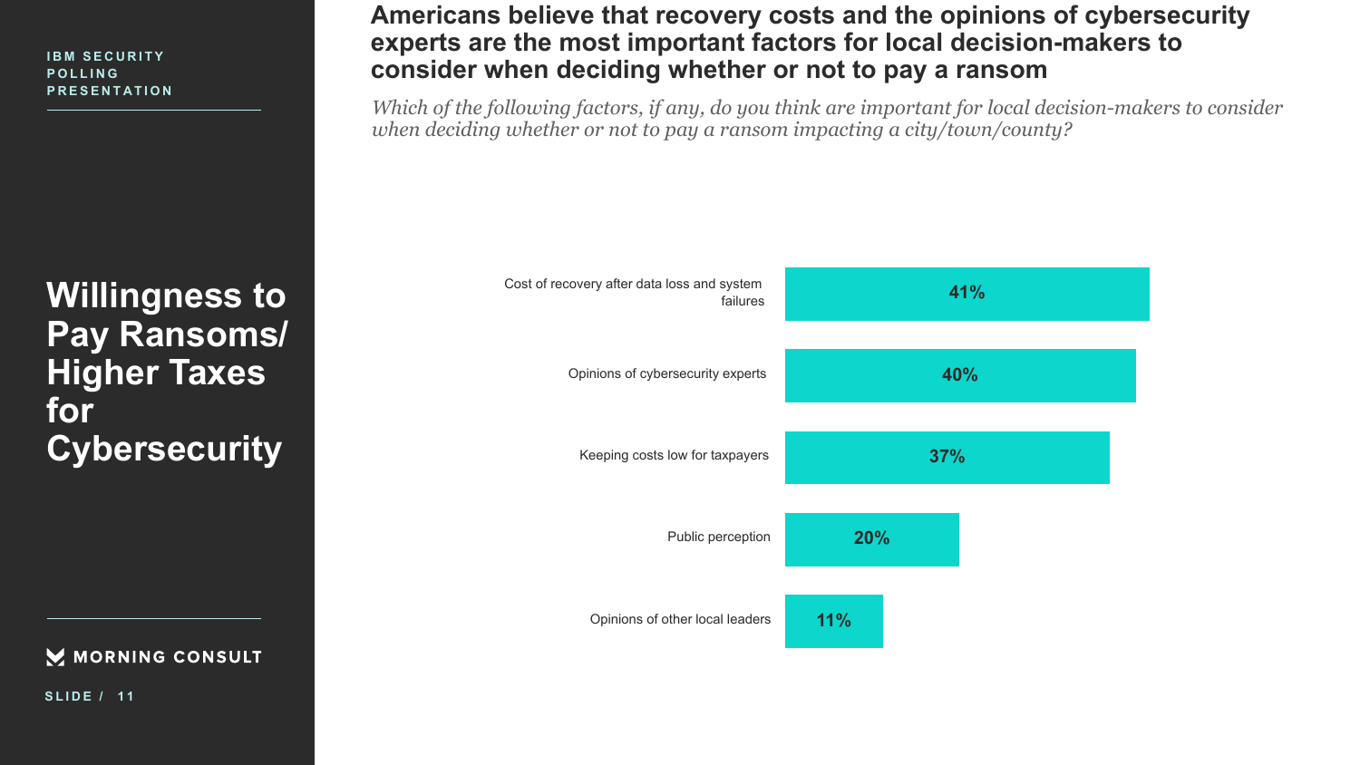IBM SECURITY POLLING PRESENTATION

# Willingness to Pay Ransoms/ Higher Taxes for Cybersecurity

## Americans believe that recovery costs and the opinions of cybersecurity experts are the most important factors for local decision-makers to consider when deciding whether or not to pay a ransom

*Which of the following factors, if any, do you think are important for local decision-makers to consider when deciding whether or not to pay a ransom impacting a city/town/county?*

| Factor | % |
| --- | --- |
| Cost of recovery after data loss and system failures | 41% |
| Opinions of cybersecurity experts | 40% |
| Keeping costs low for taxpayers | 37% |
| Public perception | 20% |
| Opinions of other local leaders | 11% |

MORNING CONSULT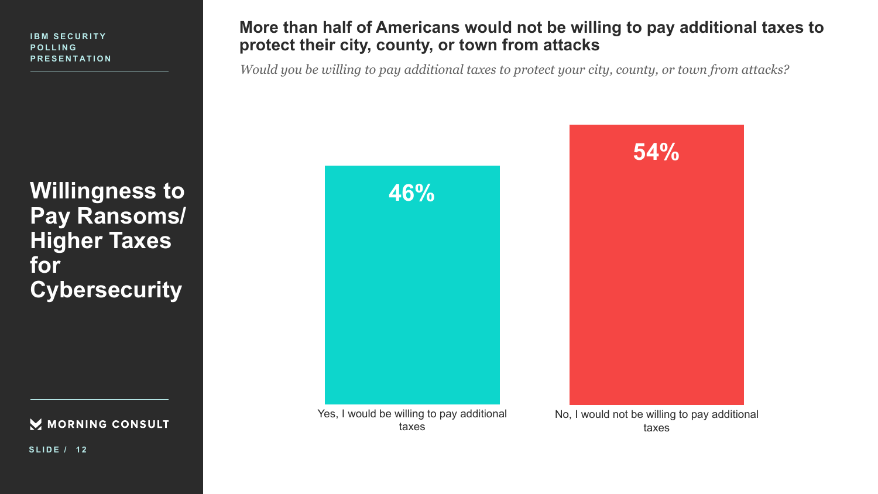IBM SECURITY POLLING PRESENTATION

# Willingness to Pay Ransoms/ Higher Taxes for Cybersecurity

## More than half of Americans would not be willing to pay additional taxes to protect their city, county, or town from attacks

*Would you be willing to pay additional taxes to protect your city, county, or town from attacks?*

| Response | Percentage |
| --- | --- |
| Yes, I would be willing to pay additional taxes | 46% |
| No, I would not be willing to pay additional taxes | 54% |

MORNING CONSULT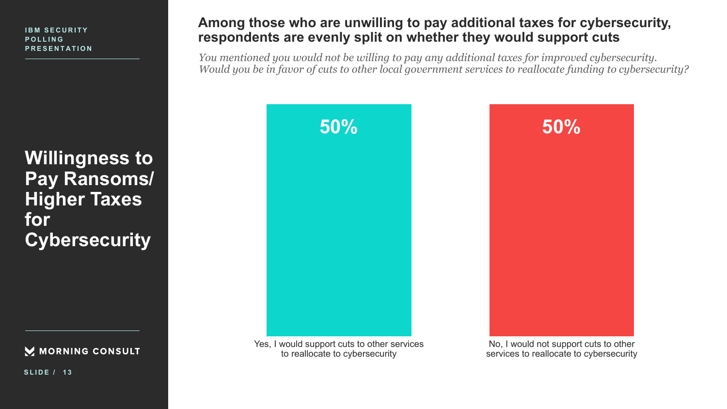IBM SECURITY POLLING PRESENTATION

# Willingness to Pay Ransoms/ Higher Taxes for Cybersecurity

## Among those who are unwilling to pay additional taxes for cybersecurity, respondents are evenly split on whether they would support cuts

*You mentioned you would not be willing to pay any additional taxes for improved cybersecurity. Would you be in favor of cuts to other local government services to reallocate funding to cybersecurity?*

| Response | Percent |
|---|---|
| Yes, I would support cuts to other services to reallocate to cybersecurity | 50% |
| No, I would not support cuts to other services to reallocate to cybersecurity | 50% |

MORNING CONSULT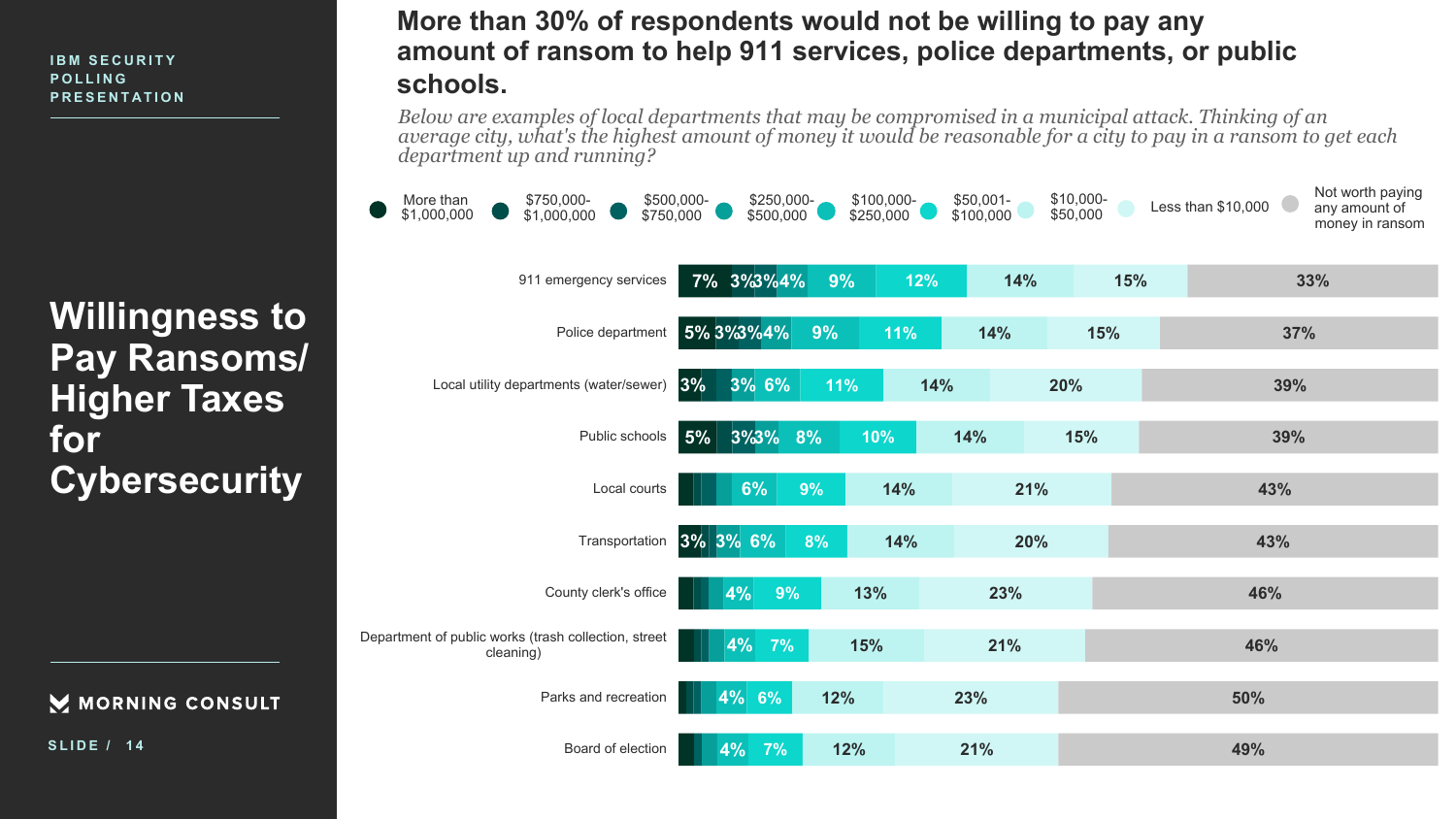# More than 30% of respondents would not be willing to pay any amount of ransom to help 911 services, police departments, or public schools.

*Below are examples of local departments that may be compromised in a municipal attack. Thinking of an average city, what's the highest amount of money it would be reasonable for a city to pay in a ransom to get each department up and running?*

| | More than $1,000,000 | $750,000-$1,000,000 | $500,000-$750,000 | $250,000-$500,000 | $100,000-$250,000 | $50,001-$100,000 | $10,000-$50,000 | Less than $10,000 | Not worth paying any amount of money in ransom |
|---|---|---|---|---|---|---|---|---|---|
| 911 emergency services | 7% | 3% | 3% | 4% | 9% | 12% | 14% | 15% | 33% |
| Police department | 5% | 3% | 3% | 4% | 9% | 11% | 14% | 15% | 37% |
| Local utility departments (water/sewer) | 3% | | | 3% | 6% | 11% | 14% | 20% | 39% |
| Public schools | 5% | | 3% | 3% | 8% | 10% | 14% | 15% | 39% |
| Local courts | | | | | 6% | 9% | 14% | 21% | 43% |
| Transportation | 3% | | | 3% | 6% | 8% | 14% | 20% | 43% |
| County clerk's office | | | | | 4% | 9% | 13% | 23% | 46% |
| Department of public works (trash collection, street cleaning) | | | | | 4% | 7% | 15% | 21% | 46% |
| Parks and recreation | | | | | 4% | 6% | 12% | 23% | 50% |
| Board of election | | | | | 4% | 7% | 12% | 21% | 49% |

IBM SECURITY POLLING PRESENTATION

## Willingness to Pay Ransoms/ Higher Taxes for Cybersecurity

MORNING CONSULT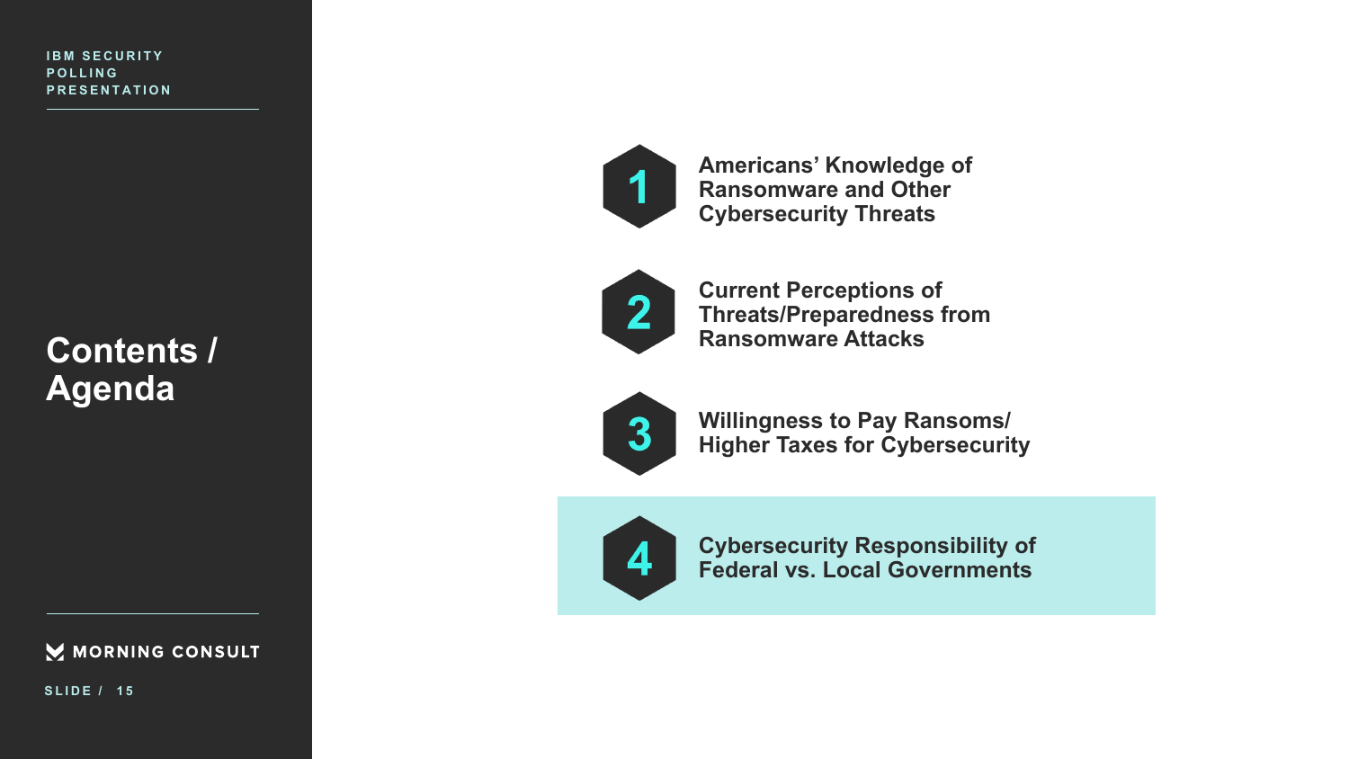# Contents / Agenda

1. **Americans' Knowledge of Ransomware and Other Cybersecurity Threats**
2. **Current Perceptions of Threats/Preparedness from Ransomware Attacks**
3. **Willingness to Pay Ransoms/ Higher Taxes for Cybersecurity**
4. **Cybersecurity Responsibility of Federal vs. Local Governments**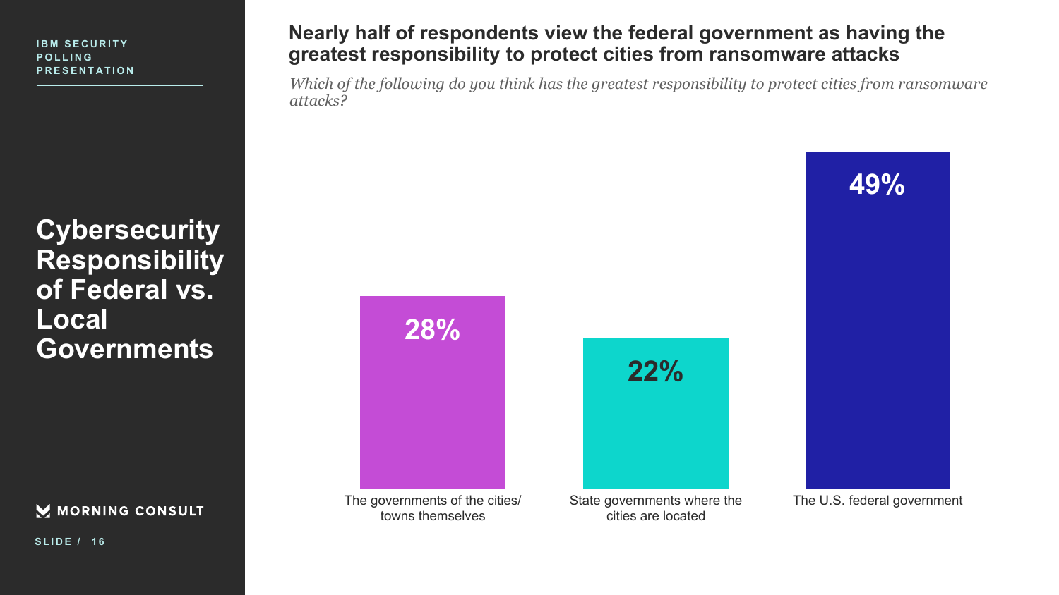IBM SECURITY POLLING PRESENTATION

# Cybersecurity Responsibility of Federal vs. Local Governments

## Nearly half of respondents view the federal government as having the greatest responsibility to protect cities from ransomware attacks

*Which of the following do you think has the greatest responsibility to protect cities from ransomware attacks?*

| Response | % |
| --- | --- |
| The governments of the cities/ towns themselves | 28% |
| State governments where the cities are located | 22% |
| The U.S. federal government | 49% |

MORNING CONSULT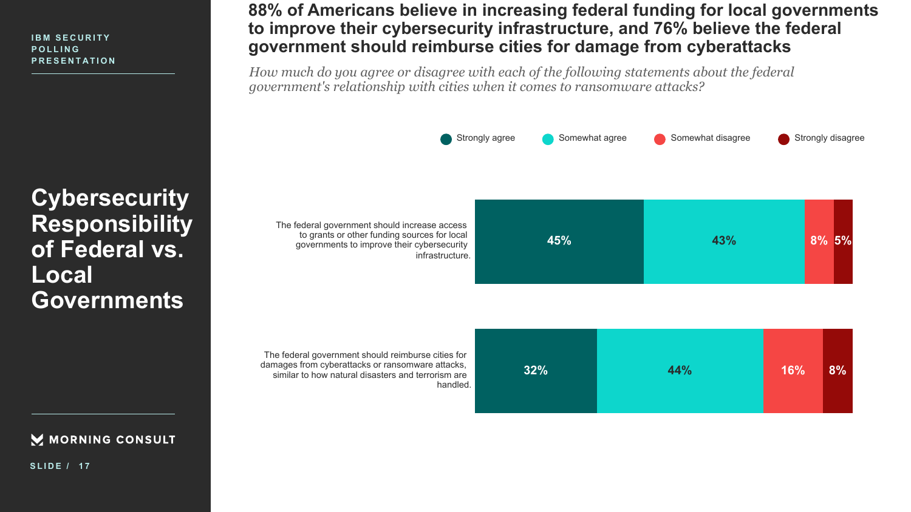IBM SECURITY POLLING PRESENTATION

# Cybersecurity Responsibility of Federal vs. Local Governments

## 88% of Americans believe in increasing federal funding for local governments to improve their cybersecurity infrastructure, and 76% believe the federal government should reimburse cities for damage from cyberattacks

*How much do you agree or disagree with each of the following statements about the federal government's relationship with cities when it comes to ransomware attacks?*

| Statement | Strongly agree | Somewhat agree | Somewhat disagree | Strongly disagree |
|---|---|---|---|---|
| The federal government should increase access to grants or other funding sources for local governments to improve their cybersecurity infrastructure. | 45% | 43% | 8% | 5% |
| The federal government should reimburse cities for damages from cyberattacks or ransomware attacks, similar to how natural disasters and terrorism are handled. | 32% | 44% | 16% | 8% |

MORNING CONSULT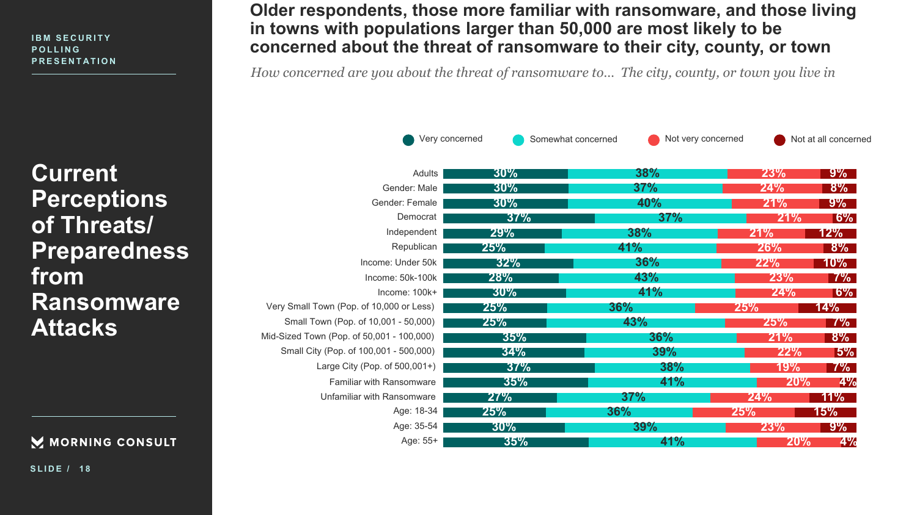IBM SECURITY POLLING PRESENTATION

# Current Perceptions of Threats/ Preparedness from Ransomware Attacks

## Older respondents, those more familiar with ransomware, and those living in towns with populations larger than 50,000 are most likely to be concerned about the threat of ransomware to their city, county, or town

*How concerned are you about the threat of ransomware to... The city, county, or town you live in*

| | Very concerned | Somewhat concerned | Not very concerned | Not at all concerned |
|---|---|---|---|---|
| Adults | 30% | 38% | 23% | 9% |
| Gender: Male | 30% | 37% | 24% | 8% |
| Gender: Female | 30% | 40% | 21% | 9% |
| Democrat | 37% | 37% | 21% | 6% |
| Independent | 29% | 38% | 21% | 12% |
| Republican | 25% | 41% | 26% | 8% |
| Income: Under 50k | 32% | 36% | 22% | 10% |
| Income: 50k-100k | 28% | 43% | 23% | 7% |
| Income: 100k+ | 30% | 41% | 24% | 6% |
| Very Small Town (Pop. of 10,000 or Less) | 25% | 36% | 25% | 14% |
| Small Town (Pop. of 10,001 - 50,000) | 25% | 43% | 25% | 7% |
| Mid-Sized Town (Pop. of 50,001 - 100,000) | 35% | 36% | 21% | 8% |
| Small City (Pop. of 100,001 - 500,000) | 34% | 39% | 22% | 5% |
| Large City (Pop. of 500,001+) | 37% | 38% | 19% | 7% |
| Familiar with Ransomware | 35% | 41% | 20% | 4% |
| Unfamiliar with Ransomware | 27% | 37% | 24% | 11% |
| Age: 18-34 | 25% | 36% | 25% | 15% |
| Age: 35-54 | 30% | 39% | 23% | 9% |
| Age: 55+ | 35% | 41% | 20% | 4% |

MORNING CONSULT

SLIDE / 18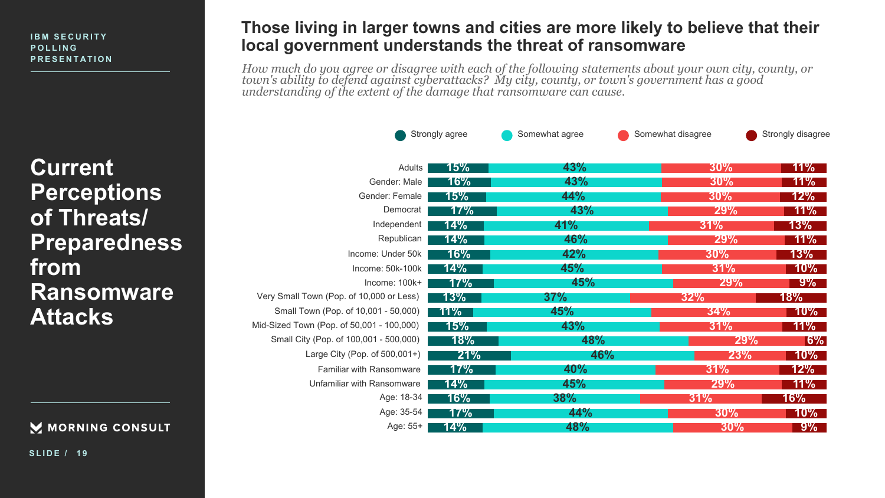IBM SECURITY POLLING PRESENTATION

# Current Perceptions of Threats/ Preparedness from Ransomware Attacks

## Those living in larger towns and cities are more likely to believe that their local government understands the threat of ransomware

*How much do you agree or disagree with each of the following statements about your own city, county, or town's ability to defend against cyberattacks? My city, county, or town's government has a good understanding of the extent of the damage that ransomware can cause.*

| | Strongly agree | Somewhat agree | Somewhat disagree | Strongly disagree |
|---|---|---|---|---|
| Adults | 15% | 43% | 30% | 11% |
| Gender: Male | 16% | 43% | 30% | 11% |
| Gender: Female | 15% | 44% | 30% | 12% |
| Democrat | 17% | 43% | 29% | 11% |
| Independent | 14% | 41% | 31% | 13% |
| Republican | 14% | 46% | 29% | 11% |
| Income: Under 50k | 16% | 42% | 30% | 13% |
| Income: 50k-100k | 14% | 45% | 31% | 10% |
| Income: 100k+ | 17% | 45% | 29% | 9% |
| Very Small Town (Pop. of 10,000 or Less) | 13% | 37% | 32% | 18% |
| Small Town (Pop. of 10,001 - 50,000) | 11% | 45% | 34% | 10% |
| Mid-Sized Town (Pop. of 50,001 - 100,000) | 15% | 43% | 31% | 11% |
| Small City (Pop. of 100,001 - 500,000) | 18% | 48% | 29% | 6% |
| Large City (Pop. of 500,001+) | 21% | 46% | 23% | 10% |
| Familiar with Ransomware | 17% | 40% | 31% | 12% |
| Unfamiliar with Ransomware | 14% | 45% | 29% | 11% |
| Age: 18-34 | 16% | 38% | 31% | 16% |
| Age: 35-54 | 17% | 44% | 30% | 10% |
| Age: 55+ | 14% | 48% | 30% | 9% |

MORNING CONSULT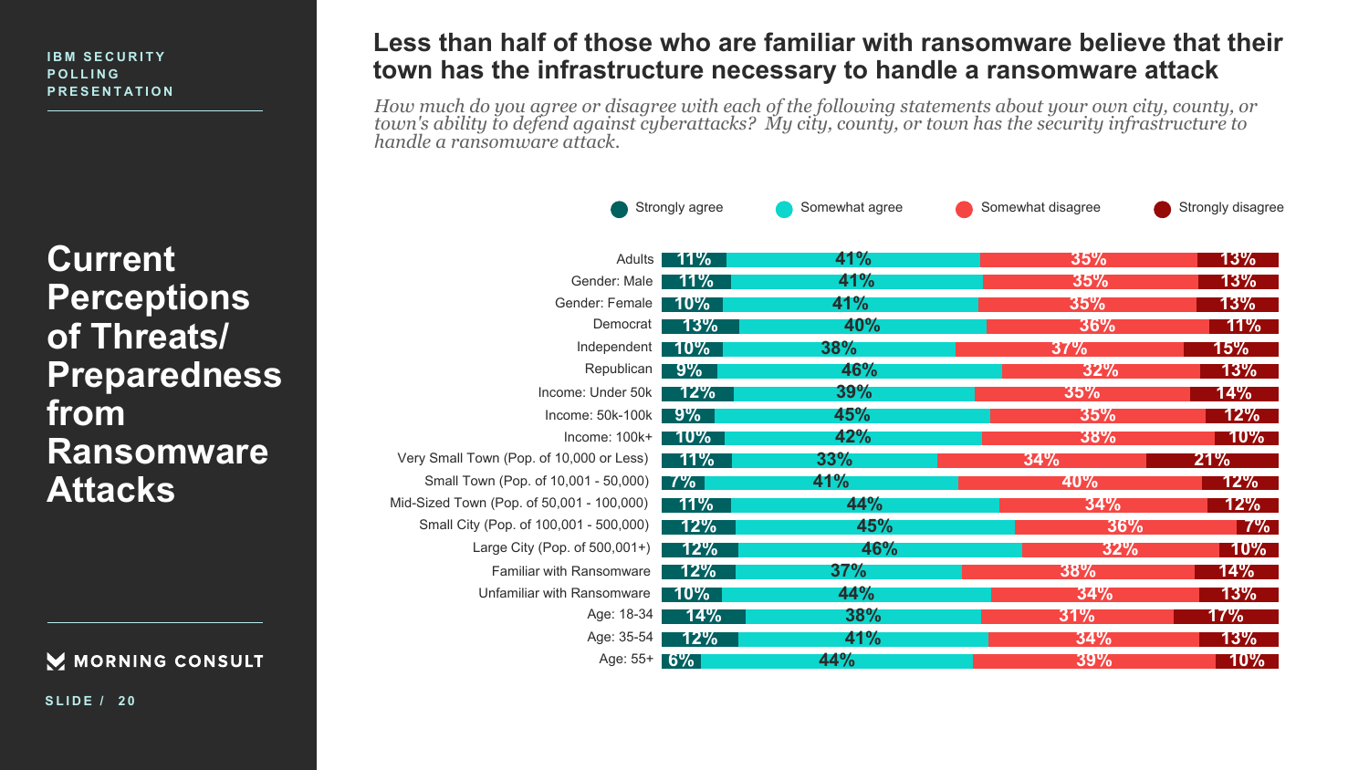IBM SECURITY POLLING PRESENTATION

# Current Perceptions of Threats/ Preparedness from Ransomware Attacks

## Less than half of those who are familiar with ransomware believe that their town has the infrastructure necessary to handle a ransomware attack

*How much do you agree or disagree with each of the following statements about your own city, county, or town's ability to defend against cyberattacks? My city, county, or town has the security infrastructure to handle a ransomware attack.*

| | Strongly agree | Somewhat agree | Somewhat disagree | Strongly disagree |
|---|---|---|---|---|
| Adults | 11% | 41% | 35% | 13% |
| Gender: Male | 11% | 41% | 35% | 13% |
| Gender: Female | 10% | 41% | 35% | 13% |
| Democrat | 13% | 40% | 36% | 11% |
| Independent | 10% | 38% | 37% | 15% |
| Republican | 9% | 46% | 32% | 13% |
| Income: Under 50k | 12% | 39% | 35% | 14% |
| Income: 50k-100k | 9% | 45% | 35% | 12% |
| Income: 100k+ | 10% | 42% | 38% | 10% |
| Very Small Town (Pop. of 10,000 or Less) | 11% | 33% | 34% | 21% |
| Small Town (Pop. of 10,001 - 50,000) | 7% | 41% | 40% | 12% |
| Mid-Sized Town (Pop. of 50,001 - 100,000) | 11% | 44% | 34% | 12% |
| Small City (Pop. of 100,001 - 500,000) | 12% | 45% | 36% | 7% |
| Large City (Pop. of 500,001+) | 12% | 46% | 32% | 10% |
| Familiar with Ransomware | 12% | 37% | 38% | 14% |
| Unfamiliar with Ransomware | 10% | 44% | 34% | 13% |
| Age: 18-34 | 14% | 38% | 31% | 17% |
| Age: 35-54 | 12% | 41% | 34% | 13% |
| Age: 55+ | 6% | 44% | 39% | 10% |

MORNING CONSULT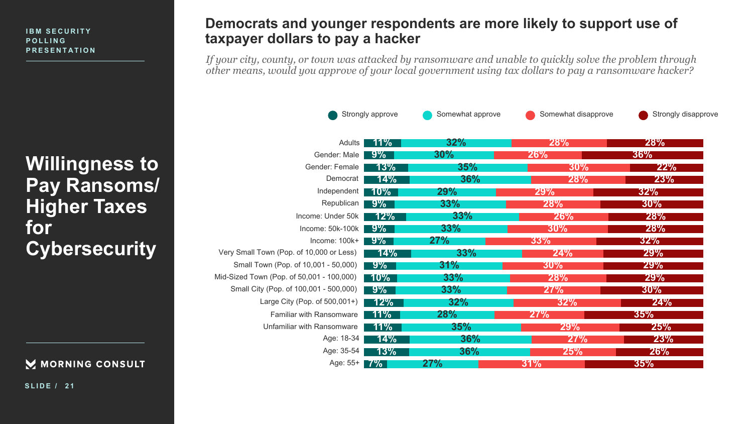IBM SECURITY POLLING PRESENTATION

# Willingness to Pay Ransoms/ Higher Taxes for Cybersecurity

## Democrats and younger respondents are more likely to support use of taxpayer dollars to pay a hacker

*If your city, county, or town was attacked by ransomware and unable to quickly solve the problem through other means, would you approve of your local government using tax dollars to pay a ransomware hacker?*

| | Strongly approve | Somewhat approve | Somewhat disapprove | Strongly disapprove |
|---|---|---|---|---|
| Adults | 11% | 32% | 28% | 28% |
| Gender: Male | 9% | 30% | 26% | 36% |
| Gender: Female | 13% | 35% | 30% | 22% |
| Democrat | 14% | 36% | 28% | 23% |
| Independent | 10% | 29% | 29% | 32% |
| Republican | 9% | 33% | 28% | 30% |
| Income: Under 50k | 12% | 33% | 26% | 28% |
| Income: 50k-100k | 9% | 33% | 30% | 28% |
| Income: 100k+ | 9% | 27% | 33% | 32% |
| Very Small Town (Pop. of 10,000 or Less) | 14% | 33% | 24% | 29% |
| Small Town (Pop. of 10,001 - 50,000) | 9% | 31% | 30% | 29% |
| Mid-Sized Town (Pop. of 50,001 - 100,000) | 10% | 33% | 28% | 29% |
| Small City (Pop. of 100,001 - 500,000) | 9% | 33% | 27% | 30% |
| Large City (Pop. of 500,001+) | 12% | 32% | 32% | 24% |
| Familiar with Ransomware | 11% | 28% | 27% | 35% |
| Unfamiliar with Ransomware | 11% | 35% | 29% | 25% |
| Age: 18-34 | 14% | 36% | 27% | 23% |
| Age: 35-54 | 13% | 36% | 25% | 26% |
| Age: 55+ | 7% | 27% | 31% | 35% |

MORNING CONSULT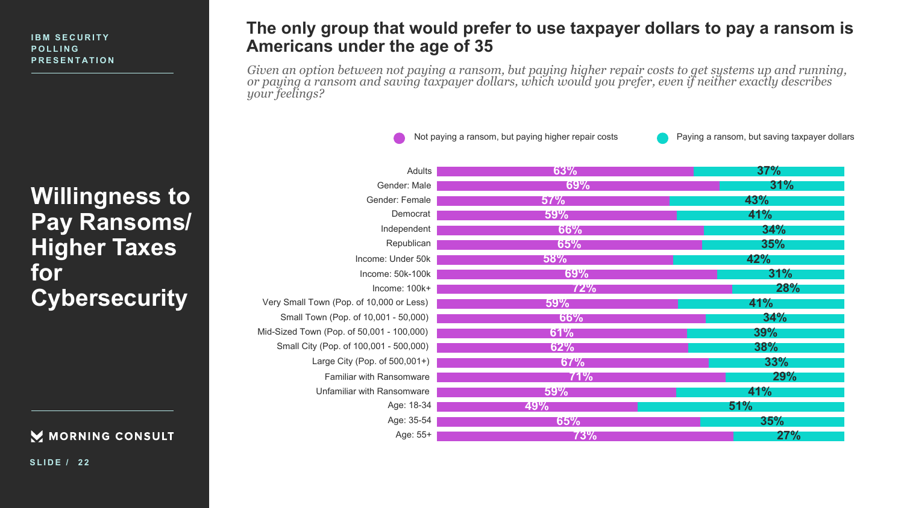IBM SECURITY POLLING PRESENTATION

# Willingness to Pay Ransoms/ Higher Taxes for Cybersecurity

## The only group that would prefer to use taxpayer dollars to pay a ransom is Americans under the age of 35

*Given an option between not paying a ransom, but paying higher repair costs to get systems up and running, or paying a ransom and saving taxpayer dollars, which would you prefer, even if neither exactly describes your feelings?*

| | Not paying a ransom, but paying higher repair costs | Paying a ransom, but saving taxpayer dollars |
|---|---|---|
| Adults | 63% | 37% |
| Gender: Male | 69% | 31% |
| Gender: Female | 57% | 43% |
| Democrat | 59% | 41% |
| Independent | 66% | 34% |
| Republican | 65% | 35% |
| Income: Under 50k | 58% | 42% |
| Income: 50k-100k | 69% | 31% |
| Income: 100k+ | 72% | 28% |
| Very Small Town (Pop. of 10,000 or Less) | 59% | 41% |
| Small Town (Pop. of 10,001 - 50,000) | 66% | 34% |
| Mid-Sized Town (Pop. of 50,001 - 100,000) | 61% | 39% |
| Small City (Pop. of 100,001 - 500,000) | 62% | 38% |
| Large City (Pop. of 500,001+) | 67% | 33% |
| Familiar with Ransomware | 71% | 29% |
| Unfamiliar with Ransomware | 59% | 41% |
| Age: 18-34 | 49% | 51% |
| Age: 35-54 | 65% | 35% |
| Age: 55+ | 73% | 27% |

MORNING CONSULT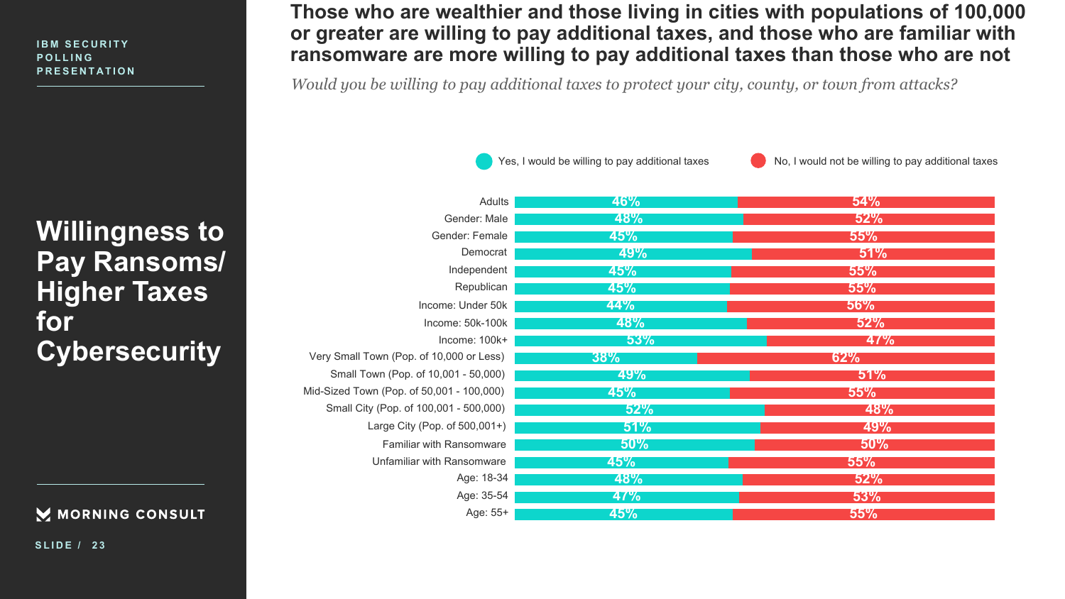IBM SECURITY POLLING PRESENTATION

# Willingness to Pay Ransoms/ Higher Taxes for Cybersecurity

## Those who are wealthier and those living in cities with populations of 100,000 or greater are willing to pay additional taxes, and those who are familiar with ransomware are more willing to pay additional taxes than those who are not

*Would you be willing to pay additional taxes to protect your city, county, or town from attacks?*

| | Yes, I would be willing to pay additional taxes | No, I would not be willing to pay additional taxes |
|---|---|---|
| Adults | 46% | 54% |
| Gender: Male | 48% | 52% |
| Gender: Female | 45% | 55% |
| Democrat | 49% | 51% |
| Independent | 45% | 55% |
| Republican | 45% | 55% |
| Income: Under 50k | 44% | 56% |
| Income: 50k-100k | 48% | 52% |
| Income: 100k+ | 53% | 47% |
| Very Small Town (Pop. of 10,000 or Less) | 38% | 62% |
| Small Town (Pop. of 10,001 - 50,000) | 49% | 51% |
| Mid-Sized Town (Pop. of 50,001 - 100,000) | 45% | 55% |
| Small City (Pop. of 100,001 - 500,000) | 52% | 48% |
| Large City (Pop. of 500,001+) | 51% | 49% |
| Familiar with Ransomware | 50% | 50% |
| Unfamiliar with Ransomware | 45% | 55% |
| Age: 18-34 | 48% | 52% |
| Age: 35-54 | 47% | 53% |
| Age: 55+ | 45% | 55% |

MORNING CONSULT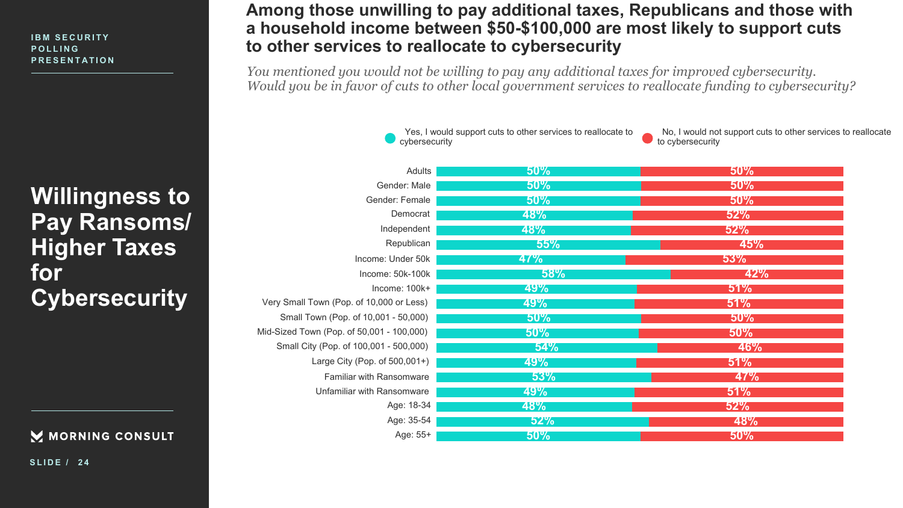IBM SECURITY POLLING PRESENTATION

# Willingness to Pay Ransoms/ Higher Taxes for Cybersecurity

## Among those unwilling to pay additional taxes, Republicans and those with a household income between $50-$100,000 are most likely to support cuts to other services to reallocate to cybersecurity

*You mentioned you would not be willing to pay any additional taxes for improved cybersecurity. Would you be in favor of cuts to other local government services to reallocate funding to cybersecurity?*

| | Yes, I would support cuts to other services to reallocate to cybersecurity | No, I would not support cuts to other services to reallocate to cybersecurity |
|---|---|---|
| Adults | 50% | 50% |
| Gender: Male | 50% | 50% |
| Gender: Female | 50% | 50% |
| Democrat | 48% | 52% |
| Independent | 48% | 52% |
| Republican | 55% | 45% |
| Income: Under 50k | 47% | 53% |
| Income: 50k-100k | 58% | 42% |
| Income: 100k+ | 49% | 51% |
| Very Small Town (Pop. of 10,000 or Less) | 49% | 51% |
| Small Town (Pop. of 10,001 - 50,000) | 50% | 50% |
| Mid-Sized Town (Pop. of 50,001 - 100,000) | 50% | 50% |
| Small City (Pop. of 100,001 - 500,000) | 54% | 46% |
| Large City (Pop. of 500,001+) | 49% | 51% |
| Familiar with Ransomware | 53% | 47% |
| Unfamiliar with Ransomware | 49% | 51% |
| Age: 18-34 | 48% | 52% |
| Age: 35-54 | 52% | 48% |
| Age: 55+ | 50% | 50% |

MORNING CONSULT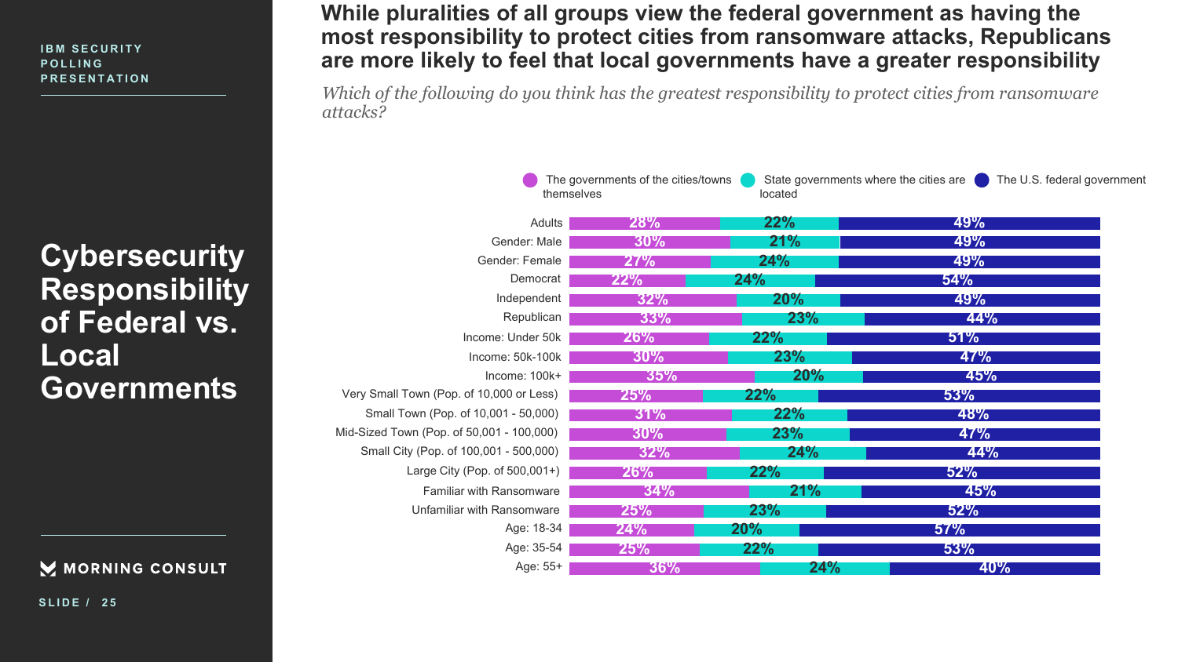IBM SECURITY POLLING PRESENTATION

# Cybersecurity Responsibility of Federal vs. Local Governments

## While pluralities of all groups view the federal government as having the most responsibility to protect cities from ransomware attacks, Republicans are more likely to feel that local governments have a greater responsibility

*Which of the following do you think has the greatest responsibility to protect cities from ransomware attacks?*

| | The governments of the cities/towns themselves | State governments where the cities are located | The U.S. federal government |
|---|---|---|---|
| Adults | 28% | 22% | 49% |
| Gender: Male | 30% | 21% | 49% |
| Gender: Female | 27% | 24% | 49% |
| Democrat | 22% | 24% | 54% |
| Independent | 32% | 20% | 49% |
| Republican | 33% | 23% | 44% |
| Income: Under 50k | 26% | 22% | 51% |
| Income: 50k-100k | 30% | 23% | 47% |
| Income: 100k+ | 35% | 20% | 45% |
| Very Small Town (Pop. of 10,000 or Less) | 25% | 22% | 53% |
| Small Town (Pop. of 10,001 - 50,000) | 31% | 22% | 48% |
| Mid-Sized Town (Pop. of 50,001 - 100,000) | 30% | 23% | 47% |
| Small City (Pop. of 100,001 - 500,000) | 32% | 24% | 44% |
| Large City (Pop. of 500,001+) | 26% | 22% | 52% |
| Familiar with Ransomware | 34% | 21% | 45% |
| Unfamiliar with Ransomware | 25% | 23% | 52% |
| Age: 18-34 | 24% | 20% | 57% |
| Age: 35-54 | 25% | 22% | 53% |
| Age: 55+ | 36% | 24% | 40% |

MORNING CONSULT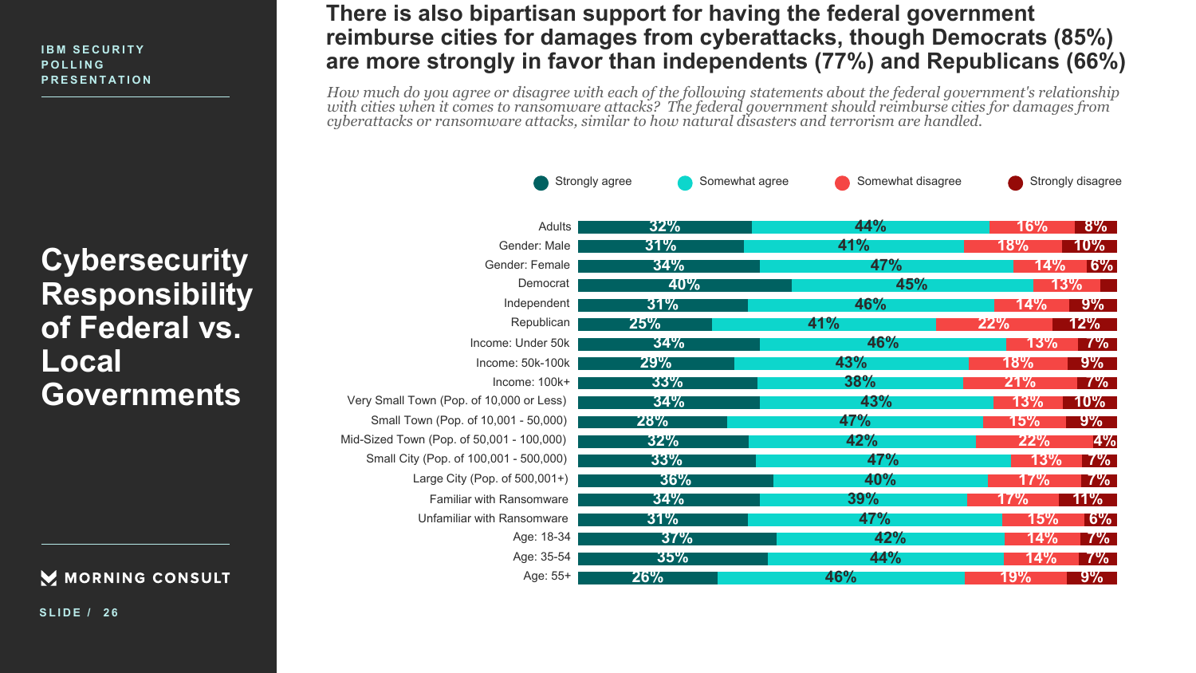IBM SECURITY POLLING PRESENTATION

# Cybersecurity Responsibility of Federal vs. Local Governments

## There is also bipartisan support for having the federal government reimburse cities for damages from cyberattacks, though Democrats (85%) are more strongly in favor than independents (77%) and Republicans (66%)

*How much do you agree or disagree with each of the following statements about the federal government's relationship with cities when it comes to ransomware attacks? The federal government should reimburse cities for damages from cyberattacks or ransomware attacks, similar to how natural disasters and terrorism are handled.*

| | Strongly agree | Somewhat agree | Somewhat disagree | Strongly disagree |
|---|---|---|---|---|
| Adults | 32% | 44% | 16% | 8% |
| Gender: Male | 31% | 41% | 18% | 10% |
| Gender: Female | 34% | 47% | 14% | 6% |
| Democrat | 40% | 45% | 13% | |
| Independent | 31% | 46% | 14% | 9% |
| Republican | 25% | 41% | 22% | 12% |
| Income: Under 50k | 34% | 46% | 13% | 7% |
| Income: 50k-100k | 29% | 43% | 18% | 9% |
| Income: 100k+ | 33% | 38% | 21% | 7% |
| Very Small Town (Pop. of 10,000 or Less) | 34% | 43% | 13% | 10% |
| Small Town (Pop. of 10,001 - 50,000) | 28% | 47% | 15% | 9% |
| Mid-Sized Town (Pop. of 50,001 - 100,000) | 32% | 42% | 22% | 4% |
| Small City (Pop. of 100,001 - 500,000) | 33% | 47% | 13% | 7% |
| Large City (Pop. of 500,001+) | 36% | 40% | 17% | 7% |
| Familiar with Ransomware | 34% | 39% | 17% | 11% |
| Unfamiliar with Ransomware | 31% | 47% | 15% | 6% |
| Age: 18-34 | 37% | 42% | 14% | 7% |
| Age: 35-54 | 35% | 44% | 14% | 7% |
| Age: 55+ | 26% | 46% | 19% | 9% |

MORNING CONSULT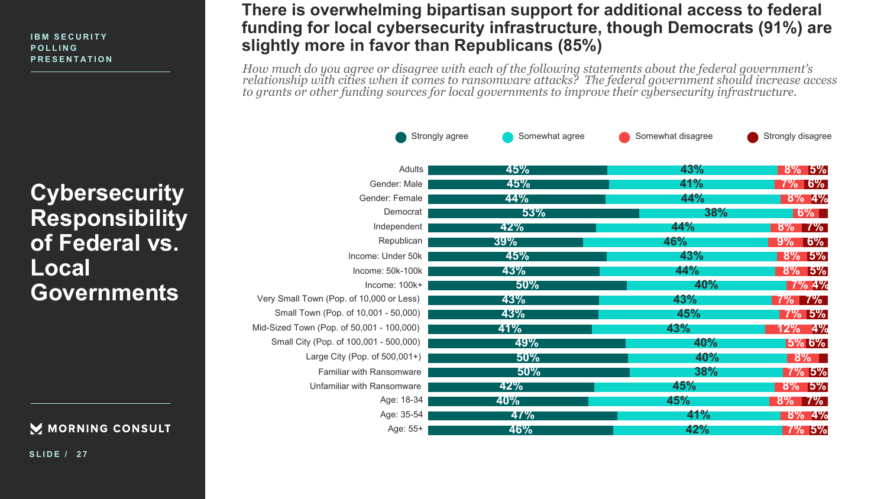IBM SECURITY POLLING PRESENTATION

# Cybersecurity Responsibility of Federal vs. Local Governments

## There is overwhelming bipartisan support for additional access to federal funding for local cybersecurity infrastructure, though Democrats (91%) are slightly more in favor than Republicans (85%)

*How much do you agree or disagree with each of the following statements about the federal government's relationship with cities when it comes to ransomware attacks? The federal government should increase access to grants or other funding sources for local governments to improve their cybersecurity infrastructure.*

| | Strongly agree | Somewhat agree | Somewhat disagree | Strongly disagree |
|---|---|---|---|---|
| Adults | 45% | 43% | 8% | 5% |
| Gender: Male | 45% | 41% | 7% | 6% |
| Gender: Female | 44% | 44% | 8% | 4% |
| Democrat | 53% | 38% | 6% | |
| Independent | 42% | 44% | 8% | 7% |
| Republican | 39% | 46% | 9% | 6% |
| Income: Under 50k | 45% | 43% | 8% | 5% |
| Income: 50k-100k | 43% | 44% | 8% | 5% |
| Income: 100k+ | 50% | 40% | 7% | 4% |
| Very Small Town (Pop. of 10,000 or Less) | 43% | 43% | 7% | 7% |
| Small Town (Pop. of 10,001 - 50,000) | 43% | 45% | 7% | 5% |
| Mid-Sized Town (Pop. of 50,001 - 100,000) | 41% | 43% | 12% | 4% |
| Small City (Pop. of 100,001 - 500,000) | 49% | 40% | 5% | 6% |
| Large City (Pop. of 500,001+) | 50% | 40% | 8% | |
| Familiar with Ransomware | 50% | 38% | 7% | 5% |
| Unfamiliar with Ransomware | 42% | 45% | 8% | 5% |
| Age: 18-34 | 40% | 45% | 8% | 7% |
| Age: 35-54 | 47% | 41% | 8% | 4% |
| Age: 55+ | 46% | 42% | 7% | 5% |

MORNING CONSULT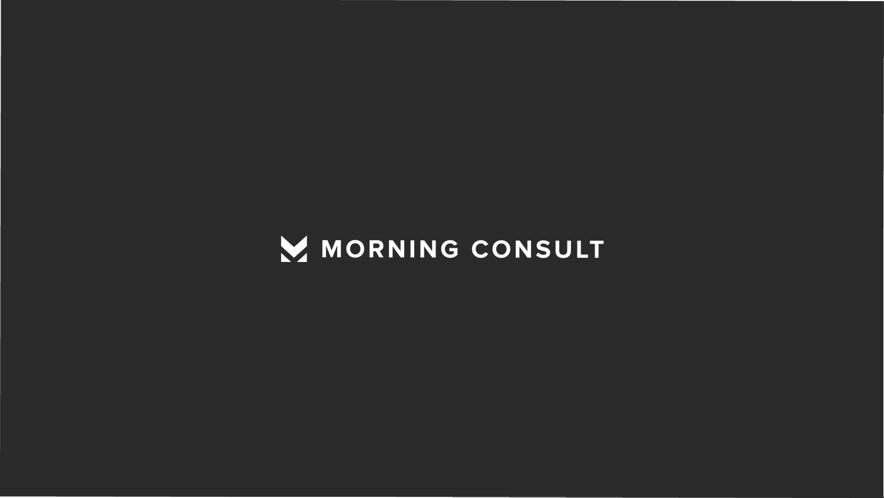MORNING CONSULT